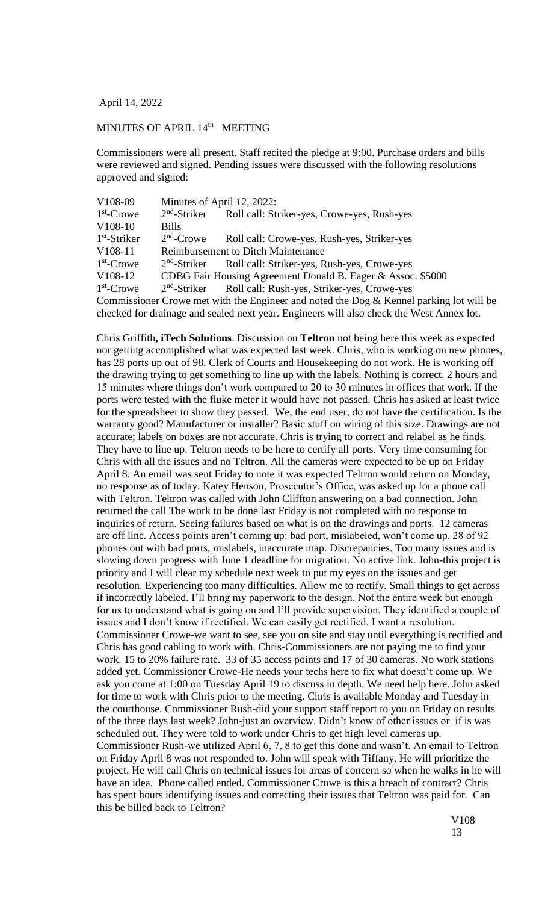April 14, 2022

MINUTES OF APRIL 14th MEETING

Commissioners were all present. Staff recited the pledge at 9:00. Purchase orders and bills were reviewed and signed. Pending issues were discussed with the following resolutions approved and signed:

| | | |
|---|---|---|
| V108-09 | Minutes of April 12, 2022: | |
| 1st-Crowe | 2nd-Striker | Roll call: Striker-yes, Crowe-yes, Rush-yes |
| V108-10 | Bills | |
| 1st-Striker | 2nd-Crowe | Roll call: Crowe-yes, Rush-yes, Striker-yes |
| V108-11 | Reimbursement to Ditch Maintenance | |
| 1st-Crowe | 2nd-Striker | Roll call: Striker-yes, Rush-yes, Crowe-yes |
| V108-12 | CDBG Fair Housing Agreement Donald B. Eager & Assoc. $5000 | |
| 1st-Crowe | 2nd-Striker | Roll call: Rush-yes, Striker-yes, Crowe-yes |

Commissioner Crowe met with the Engineer and noted the Dog & Kennel parking lot will be checked for drainage and sealed next year. Engineers will also check the West Annex lot.

Chris Griffith**, iTech Solutions**. Discussion on **Teltron** not being here this week as expected nor getting accomplished what was expected last week. Chris, who is working on new phones, has 28 ports up out of 98. Clerk of Courts and Housekeeping do not work. He is working off the drawing trying to get something to line up with the labels. Nothing is correct. 2 hours and 15 minutes where things don't work compared to 20 to 30 minutes in offices that work. If the ports were tested with the fluke meter it would have not passed. Chris has asked at least twice for the spreadsheet to show they passed. We, the end user, do not have the certification. Is the warranty good? Manufacturer or installer? Basic stuff on wiring of this size. Drawings are not accurate; labels on boxes are not accurate. Chris is trying to correct and relabel as he finds. They have to line up. Teltron needs to be here to certify all ports. Very time consuming for Chris with all the issues and no Teltron. All the cameras were expected to be up on Friday April 8. An email was sent Friday to note it was expected Teltron would return on Monday, no response as of today. Katey Henson, Prosecutor's Office, was asked up for a phone call with Teltron. Teltron was called with John Cliffton answering on a bad connection. John returned the call The work to be done last Friday is not completed with no response to inquiries of return. Seeing failures based on what is on the drawings and ports. 12 cameras are off line. Access points aren't coming up: bad port, mislabeled, won't come up. 28 of 92 phones out with bad ports, mislabels, inaccurate map. Discrepancies. Too many issues and is slowing down progress with June 1 deadline for migration. No active link. John-this project is priority and I will clear my schedule next week to put my eyes on the issues and get resolution. Experiencing too many difficulties. Allow me to rectify. Small things to get across if incorrectly labeled. I'll bring my paperwork to the design. Not the entire week but enough for us to understand what is going on and I'll provide supervision. They identified a couple of issues and I don't know if rectified. We can easily get rectified. I want a resolution. Commissioner Crowe-we want to see, see you on site and stay until everything is rectified and Chris has good cabling to work with. Chris-Commissioners are not paying me to find your work. 15 to 20% failure rate. 33 of 35 access points and 17 of 30 cameras. No work stations added yet. Commissioner Crowe-He needs your techs here to fix what doesn't come up. We ask you come at 1:00 on Tuesday April 19 to discuss in depth. We need help here. John asked for time to work with Chris prior to the meeting. Chris is available Monday and Tuesday in the courthouse. Commissioner Rush-did your support staff report to you on Friday on results of the three days last week? John-just an overview. Didn't know of other issues or if is was scheduled out. They were told to work under Chris to get high level cameras up. Commissioner Rush-we utilized April 6, 7, 8 to get this done and wasn't. An email to Teltron on Friday April 8 was not responded to. John will speak with Tiffany. He will prioritize the project. He will call Chris on technical issues for areas of concern so when he walks in he will have an idea. Phone called ended. Commissioner Crowe is this a breach of contract? Chris has spent hours identifying issues and correcting their issues that Teltron was paid for. Can this be billed back to Teltron?

V108
13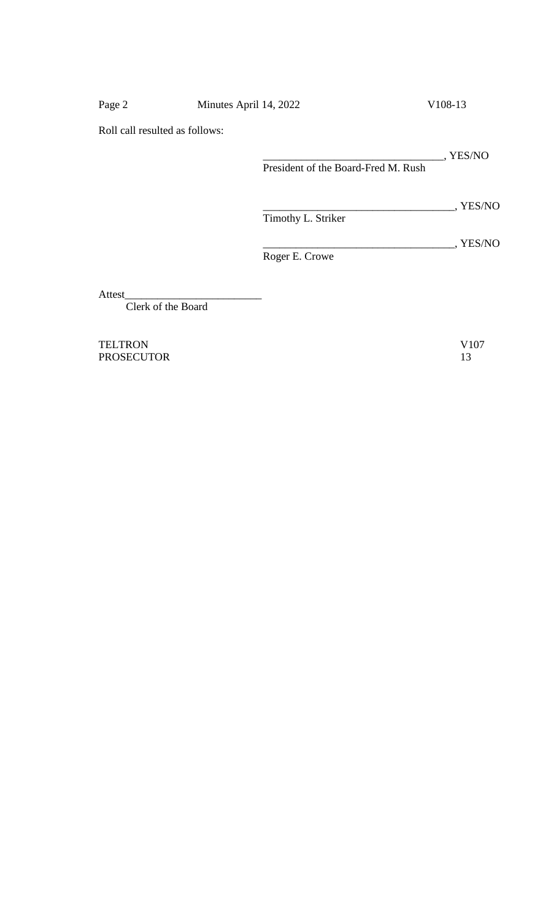Roll call resulted as follows:

________________________________, YES/NO
President of the Board-Fred M. Rush

__________________________________, YES/NO
Timothy L. Striker

__________________________________, YES/NO
Roger E. Crowe

Attest_________________________
Clerk of the Board

TELTRON V107
PROSECUTOR 13